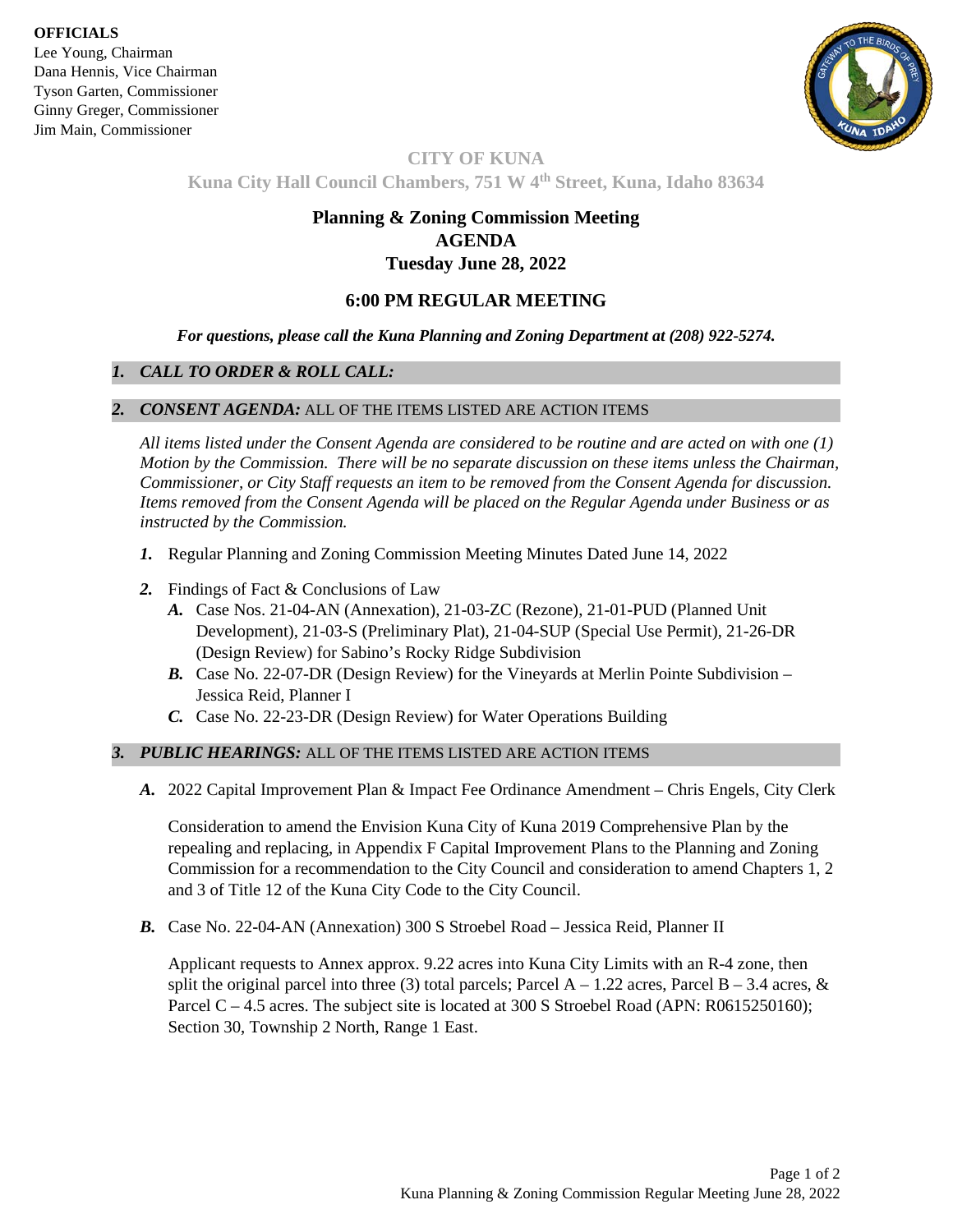**OFFICIALS**
Lee Young, Chairman
Dana Hennis, Vice Chairman
Tyson Garten, Commissioner
Ginny Greger, Commissioner
Jim Main, Commissioner

**CITY OF KUNA**
**Kuna City Hall Council Chambers, 751 W 4th Street, Kuna, Idaho 83634**

# Planning & Zoning Commission Meeting
# AGENDA
# Tuesday June 28, 2022

## 6:00 PM REGULAR MEETING

***For questions, please call the Kuna Planning and Zoning Department at (208) 922-5274.***

### *1. CALL TO ORDER & ROLL CALL:*

### *2. CONSENT AGENDA:* ALL OF THE ITEMS LISTED ARE ACTION ITEMS

*All items listed under the Consent Agenda are considered to be routine and are acted on with one (1) Motion by the Commission. There will be no separate discussion on these items unless the Chairman, Commissioner, or City Staff requests an item to be removed from the Consent Agenda for discussion. Items removed from the Consent Agenda will be placed on the Regular Agenda under Business or as instructed by the Commission.*

***1.*** Regular Planning and Zoning Commission Meeting Minutes Dated June 14, 2022

***2.*** Findings of Fact & Conclusions of Law

- ***A.*** Case Nos. 21-04-AN (Annexation), 21-03-ZC (Rezone), 21-01-PUD (Planned Unit Development), 21-03-S (Preliminary Plat), 21-04-SUP (Special Use Permit), 21-26-DR (Design Review) for Sabino's Rocky Ridge Subdivision
- ***B.*** Case No. 22-07-DR (Design Review) for the Vineyards at Merlin Pointe Subdivision – Jessica Reid, Planner I
- ***C.*** Case No. 22-23-DR (Design Review) for Water Operations Building

### *3. PUBLIC HEARINGS:* ALL OF THE ITEMS LISTED ARE ACTION ITEMS

***A.*** 2022 Capital Improvement Plan & Impact Fee Ordinance Amendment – Chris Engels, City Clerk

Consideration to amend the Envision Kuna City of Kuna 2019 Comprehensive Plan by the repealing and replacing, in Appendix F Capital Improvement Plans to the Planning and Zoning Commission for a recommendation to the City Council and consideration to amend Chapters 1, 2 and 3 of Title 12 of the Kuna City Code to the City Council.

***B.*** Case No. 22-04-AN (Annexation) 300 S Stroebel Road – Jessica Reid, Planner II

Applicant requests to Annex approx. 9.22 acres into Kuna City Limits with an R-4 zone, then split the original parcel into three (3) total parcels; Parcel A – 1.22 acres, Parcel B – 3.4 acres, & Parcel C – 4.5 acres. The subject site is located at 300 S Stroebel Road (APN: R0615250160); Section 30, Township 2 North, Range 1 East.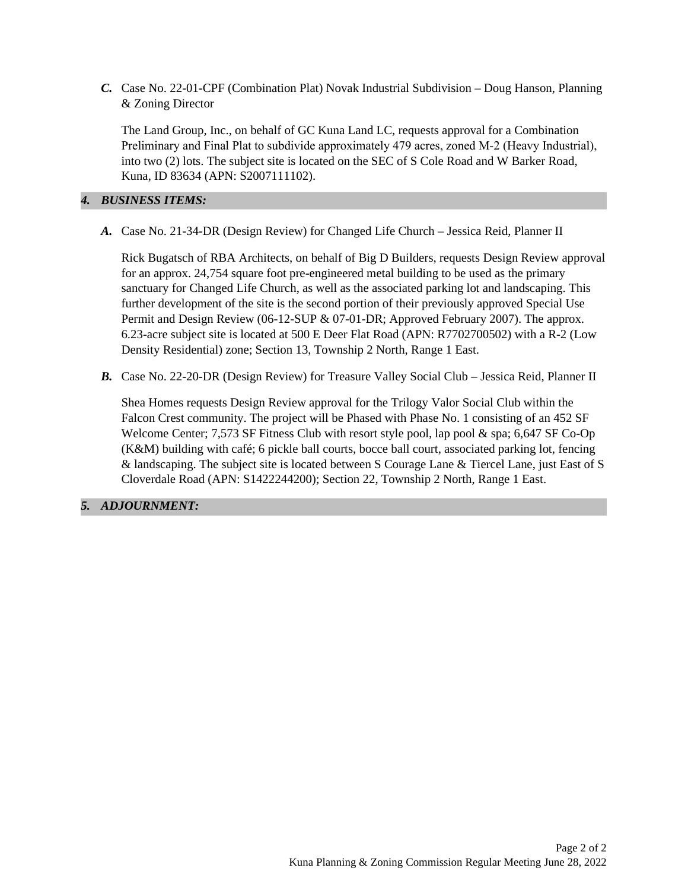***C.*** Case No. 22-01-CPF (Combination Plat) Novak Industrial Subdivision – Doug Hanson, Planning & Zoning Director

The Land Group, Inc., on behalf of GC Kuna Land LC, requests approval for a Combination Preliminary and Final Plat to subdivide approximately 479 acres, zoned M-2 (Heavy Industrial), into two (2) lots. The subject site is located on the SEC of S Cole Road and W Barker Road, Kuna, ID 83634 (APN: S2007111102).

## *4. BUSINESS ITEMS:*

***A.*** Case No. 21-34-DR (Design Review) for Changed Life Church – Jessica Reid, Planner II

Rick Bugatsch of RBA Architects, on behalf of Big D Builders, requests Design Review approval for an approx. 24,754 square foot pre-engineered metal building to be used as the primary sanctuary for Changed Life Church, as well as the associated parking lot and landscaping. This further development of the site is the second portion of their previously approved Special Use Permit and Design Review (06-12-SUP & 07-01-DR; Approved February 2007). The approx. 6.23-acre subject site is located at 500 E Deer Flat Road (APN: R7702700502) with a R-2 (Low Density Residential) zone; Section 13, Township 2 North, Range 1 East.

***B.*** Case No. 22-20-DR (Design Review) for Treasure Valley Social Club – Jessica Reid, Planner II

Shea Homes requests Design Review approval for the Trilogy Valor Social Club within the Falcon Crest community. The project will be Phased with Phase No. 1 consisting of an 452 SF Welcome Center; 7,573 SF Fitness Club with resort style pool, lap pool & spa; 6,647 SF Co-Op (K&M) building with café; 6 pickle ball courts, bocce ball court, associated parking lot, fencing & landscaping. The subject site is located between S Courage Lane & Tiercel Lane, just East of S Cloverdale Road (APN: S1422244200); Section 22, Township 2 North, Range 1 East.

## *5. ADJOURNMENT:*